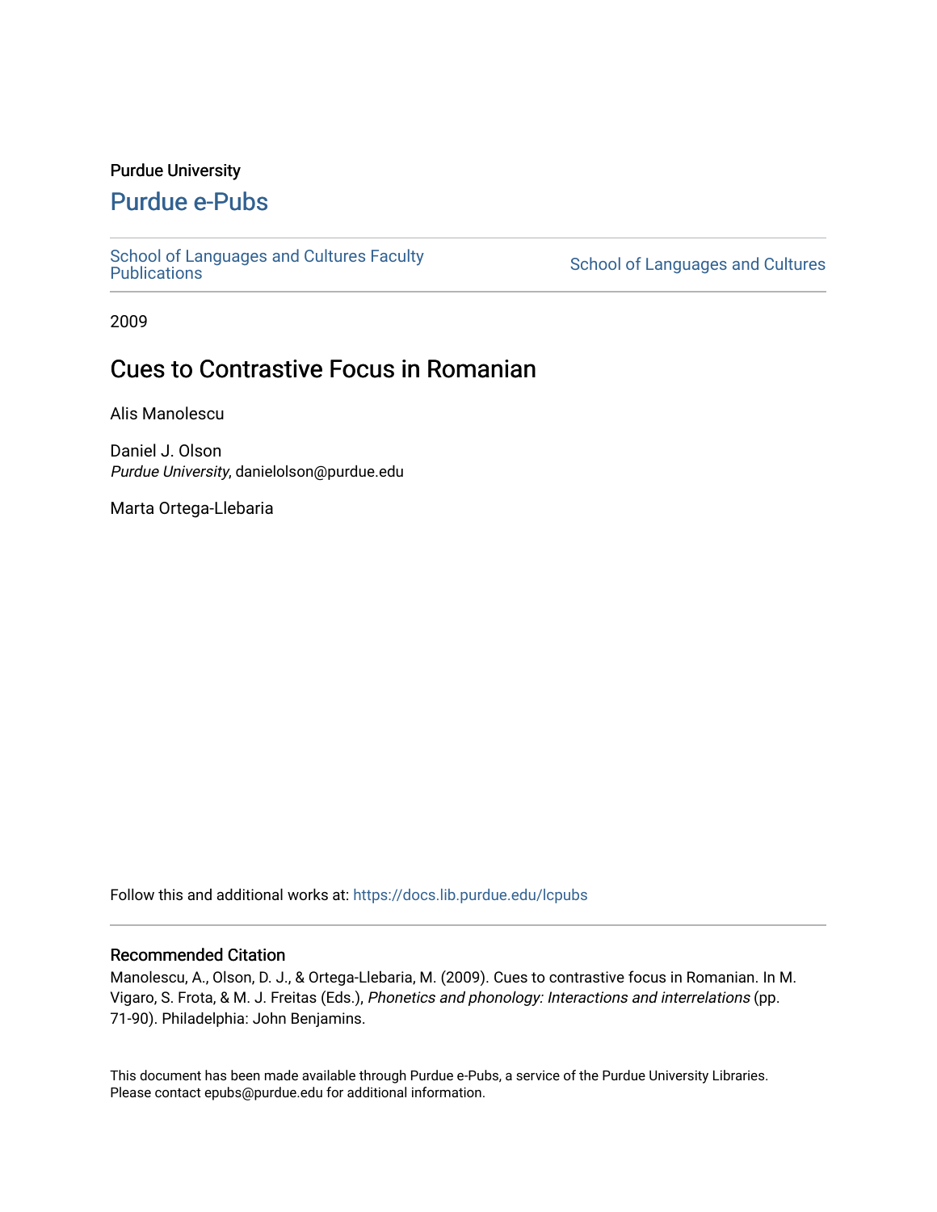Purdue University

# Purdue e-Pubs

School of Languages and Cultures Faculty Publications

School of Languages and Cultures

2009

## Cues to Contrastive Focus in Romanian

Alis Manolescu

Daniel J. Olson
*Purdue University*, danielolson@purdue.edu

Marta Ortega-Llebaria

Follow this and additional works at: https://docs.lib.purdue.edu/lcpubs

### Recommended Citation

Manolescu, A., Olson, D. J., & Ortega-Llebaria, M. (2009). Cues to contrastive focus in Romanian. In M. Vigaro, S. Frota, & M. J. Freitas (Eds.), *Phonetics and phonology: Interactions and interrelations* (pp. 71-90). Philadelphia: John Benjamins.

This document has been made available through Purdue e-Pubs, a service of the Purdue University Libraries. Please contact epubs@purdue.edu for additional information.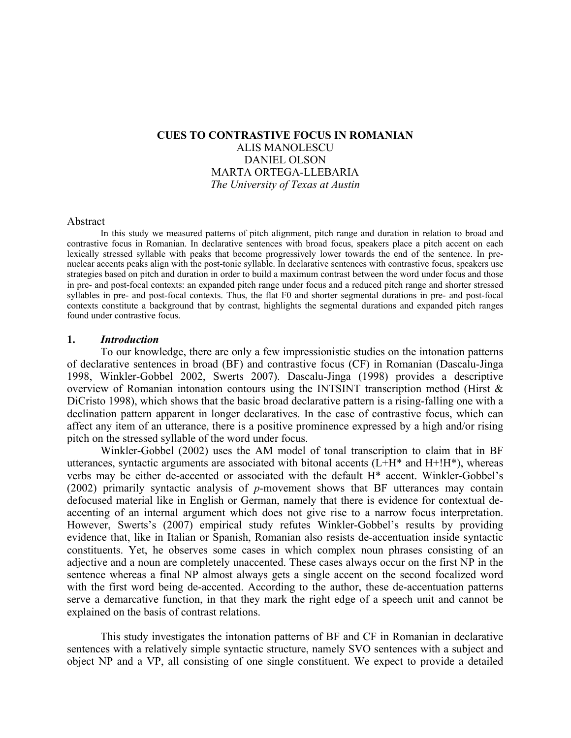# CUES TO CONTRASTIVE FOCUS IN ROMANIAN

ALIS MANOLESCU
DANIEL OLSON
MARTA ORTEGA-LLEBARIA
*The University of Texas at Austin*

## Abstract

In this study we measured patterns of pitch alignment, pitch range and duration in relation to broad and contrastive focus in Romanian. In declarative sentences with broad focus, speakers place a pitch accent on each lexically stressed syllable with peaks that become progressively lower towards the end of the sentence. In pre-nuclear accents peaks align with the post-tonic syllable. In declarative sentences with contrastive focus, speakers use strategies based on pitch and duration in order to build a maximum contrast between the word under focus and those in pre- and post-focal contexts: an expanded pitch range under focus and a reduced pitch range and shorter stressed syllables in pre- and post-focal contexts. Thus, the flat F0 and shorter segmental durations in pre- and post-focal contexts constitute a background that by contrast, highlights the segmental durations and expanded pitch ranges found under contrastive focus.

## 1. *Introduction*

To our knowledge, there are only a few impressionistic studies on the intonation patterns of declarative sentences in broad (BF) and contrastive focus (CF) in Romanian (Dascalu-Jinga 1998, Winkler-Gobbel 2002, Swerts 2007). Dascalu-Jinga (1998) provides a descriptive overview of Romanian intonation contours using the INTSINT transcription method (Hirst & DiCristo 1998), which shows that the basic broad declarative pattern is a rising-falling one with a declination pattern apparent in longer declaratives. In the case of contrastive focus, which can affect any item of an utterance, there is a positive prominence expressed by a high and/or rising pitch on the stressed syllable of the word under focus.

Winkler-Gobbel (2002) uses the AM model of tonal transcription to claim that in BF utterances, syntactic arguments are associated with bitonal accents (L+H* and H+!H*), whereas verbs may be either de-accented or associated with the default H* accent. Winkler-Gobbel's (2002) primarily syntactic analysis of *p*-movement shows that BF utterances may contain defocused material like in English or German, namely that there is evidence for contextual de-accenting of an internal argument which does not give rise to a narrow focus interpretation. However, Swerts's (2007) empirical study refutes Winkler-Gobbel's results by providing evidence that, like in Italian or Spanish, Romanian also resists de-accentuation inside syntactic constituents. Yet, he observes some cases in which complex noun phrases consisting of an adjective and a noun are completely unaccented. These cases always occur on the first NP in the sentence whereas a final NP almost always gets a single accent on the second focalized word with the first word being de-accented. According to the author, these de-accentuation patterns serve a demarcative function, in that they mark the right edge of a speech unit and cannot be explained on the basis of contrast relations.

This study investigates the intonation patterns of BF and CF in Romanian in declarative sentences with a relatively simple syntactic structure, namely SVO sentences with a subject and object NP and a VP, all consisting of one single constituent. We expect to provide a detailed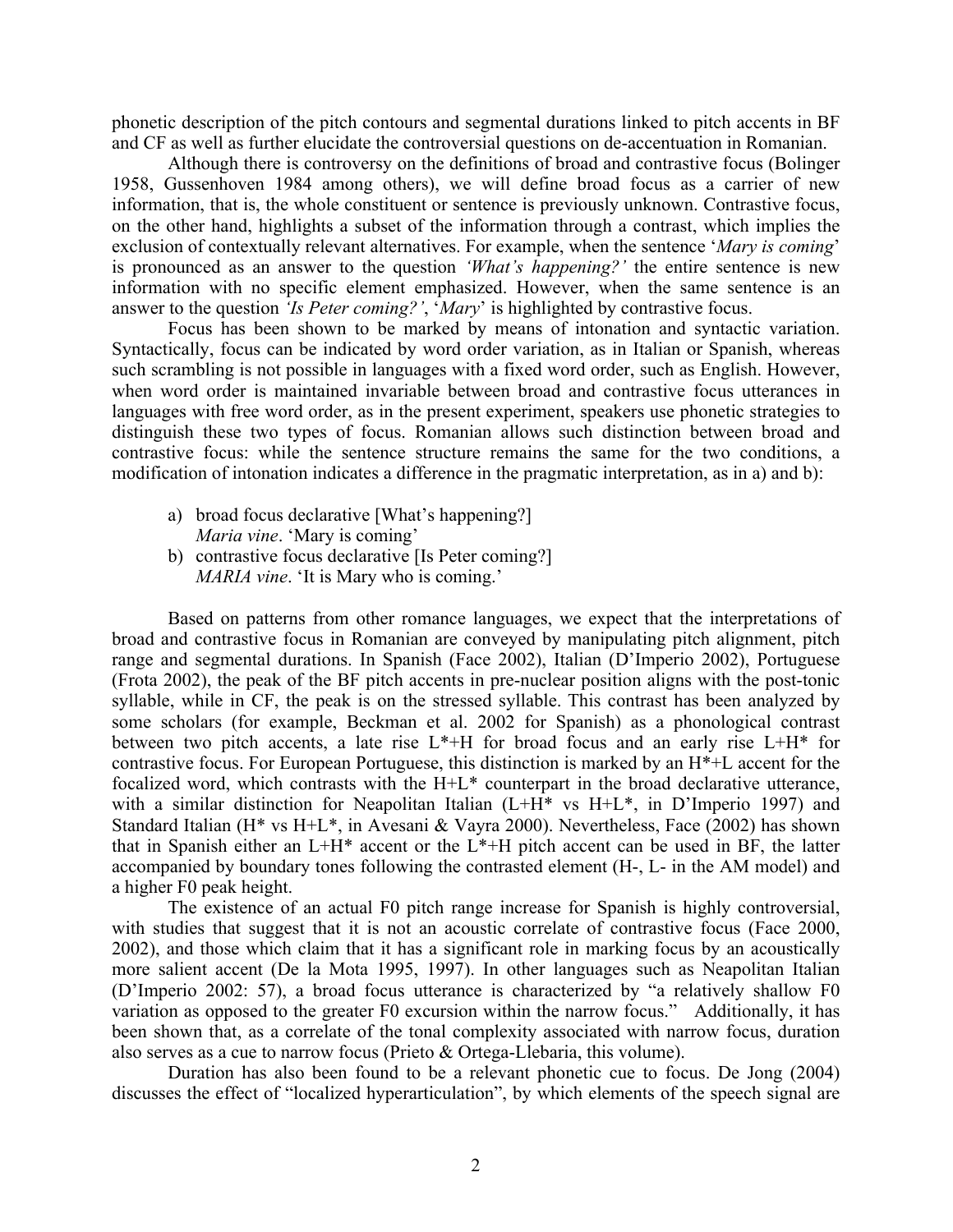phonetic description of the pitch contours and segmental durations linked to pitch accents in BF and CF as well as further elucidate the controversial questions on de-accentuation in Romanian.

Although there is controversy on the definitions of broad and contrastive focus (Bolinger 1958, Gussenhoven 1984 among others), we will define broad focus as a carrier of new information, that is, the whole constituent or sentence is previously unknown. Contrastive focus, on the other hand, highlights a subset of the information through a contrast, which implies the exclusion of contextually relevant alternatives. For example, when the sentence '*Mary is coming*' is pronounced as an answer to the question *'What's happening?'* the entire sentence is new information with no specific element emphasized. However, when the same sentence is an answer to the question *'Is Peter coming?'*, '*Mary*' is highlighted by contrastive focus.

Focus has been shown to be marked by means of intonation and syntactic variation. Syntactically, focus can be indicated by word order variation, as in Italian or Spanish, whereas such scrambling is not possible in languages with a fixed word order, such as English. However, when word order is maintained invariable between broad and contrastive focus utterances in languages with free word order, as in the present experiment, speakers use phonetic strategies to distinguish these two types of focus. Romanian allows such distinction between broad and contrastive focus: while the sentence structure remains the same for the two conditions, a modification of intonation indicates a difference in the pragmatic interpretation, as in a) and b):

a) broad focus declarative [What's happening?]
   *Maria vine*. 'Mary is coming'
b) contrastive focus declarative [Is Peter coming?]
   *MARIA vine*. 'It is Mary who is coming.'

Based on patterns from other romance languages, we expect that the interpretations of broad and contrastive focus in Romanian are conveyed by manipulating pitch alignment, pitch range and segmental durations. In Spanish (Face 2002), Italian (D'Imperio 2002), Portuguese (Frota 2002), the peak of the BF pitch accents in pre-nuclear position aligns with the post-tonic syllable, while in CF, the peak is on the stressed syllable. This contrast has been analyzed by some scholars (for example, Beckman et al. 2002 for Spanish) as a phonological contrast between two pitch accents, a late rise L*+H for broad focus and an early rise L+H* for contrastive focus. For European Portuguese, this distinction is marked by an H*+L accent for the focalized word, which contrasts with the H+L* counterpart in the broad declarative utterance, with a similar distinction for Neapolitan Italian (L+H* vs H+L*, in D'Imperio 1997) and Standard Italian (H* vs H+L*, in Avesani & Vayra 2000). Nevertheless, Face (2002) has shown that in Spanish either an L+H* accent or the L*+H pitch accent can be used in BF, the latter accompanied by boundary tones following the contrasted element (H-, L- in the AM model) and a higher F0 peak height.

The existence of an actual F0 pitch range increase for Spanish is highly controversial, with studies that suggest that it is not an acoustic correlate of contrastive focus (Face 2000, 2002), and those which claim that it has a significant role in marking focus by an acoustically more salient accent (De la Mota 1995, 1997). In other languages such as Neapolitan Italian (D'Imperio 2002: 57), a broad focus utterance is characterized by "a relatively shallow F0 variation as opposed to the greater F0 excursion within the narrow focus." Additionally, it has been shown that, as a correlate of the tonal complexity associated with narrow focus, duration also serves as a cue to narrow focus (Prieto & Ortega-Llebaria, this volume).

Duration has also been found to be a relevant phonetic cue to focus. De Jong (2004) discusses the effect of "localized hyperarticulation", by which elements of the speech signal are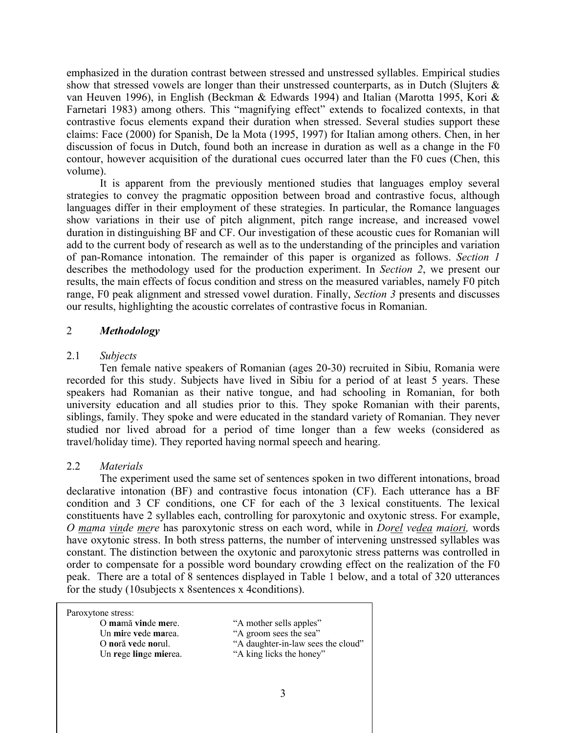emphasized in the duration contrast between stressed and unstressed syllables. Empirical studies show that stressed vowels are longer than their unstressed counterparts, as in Dutch (Slujters & van Heuven 1996), in English (Beckman & Edwards 1994) and Italian (Marotta 1995, Kori & Farnetari 1983) among others. This "magnifying effect" extends to focalized contexts, in that contrastive focus elements expand their duration when stressed. Several studies support these claims: Face (2000) for Spanish, De la Mota (1995, 1997) for Italian among others. Chen, in her discussion of focus in Dutch, found both an increase in duration as well as a change in the F0 contour, however acquisition of the durational cues occurred later than the F0 cues (Chen, this volume).

It is apparent from the previously mentioned studies that languages employ several strategies to convey the pragmatic opposition between broad and contrastive focus, although languages differ in their employment of these strategies. In particular, the Romance languages show variations in their use of pitch alignment, pitch range increase, and increased vowel duration in distinguishing BF and CF. Our investigation of these acoustic cues for Romanian will add to the current body of research as well as to the understanding of the principles and variation of pan-Romance intonation. The remainder of this paper is organized as follows. *Section 1* describes the methodology used for the production experiment. In *Section 2*, we present our results, the main effects of focus condition and stress on the measured variables, namely F0 pitch range, F0 peak alignment and stressed vowel duration. Finally, *Section 3* presents and discusses our results, highlighting the acoustic correlates of contrastive focus in Romanian.

## 2 *Methodology*

### 2.1 *Subjects*

Ten female native speakers of Romanian (ages 20-30) recruited in Sibiu, Romania were recorded for this study. Subjects have lived in Sibiu for a period of at least 5 years. These speakers had Romanian as their native tongue, and had schooling in Romanian, for both university education and all studies prior to this. They spoke Romanian with their parents, siblings, family. They spoke and were educated in the standard variety of Romanian. They never studied nor lived abroad for a period of time longer than a few weeks (considered as travel/holiday time). They reported having normal speech and hearing.

### 2.2 *Materials*

The experiment used the same set of sentences spoken in two different intonations, broad declarative intonation (BF) and contrastive focus intonation (CF). Each utterance has a BF condition and 3 CF conditions, one CF for each of the 3 lexical constituents. The lexical constituents have 2 syllables each, controlling for paroxytonic and oxytonic stress. For example, *O <u>ma</u>ma <u>vin</u>de <u>me</u>re* has paroxytonic stress on each word, while in *Do<u>rel</u> ve<u>dea</u> ma<u>iori</u>,* words have oxytonic stress. In both stress patterns, the number of intervening unstressed syllables was constant. The distinction between the oxytonic and paroxytonic stress patterns was controlled in order to compensate for a possible word boundary crowding effect on the realization of the F0 peak. There are a total of 8 sentences displayed in Table 1 below, and a total of 320 utterances for the study (10subjects x 8sentences x 4conditions).

| Paroxytone stress: | |
|---|---|
| O **ma**mă **vin**de **me**re. | "A mother sells apples" |
| Un **mi**re **ve**de **ma**rea. | "A groom sees the sea" |
| O **no**ră **ve**de **no**rul. | "A daughter-in-law sees the cloud" |
| Un **re**ge **lin**ge **mie**rea. | "A king licks the honey" |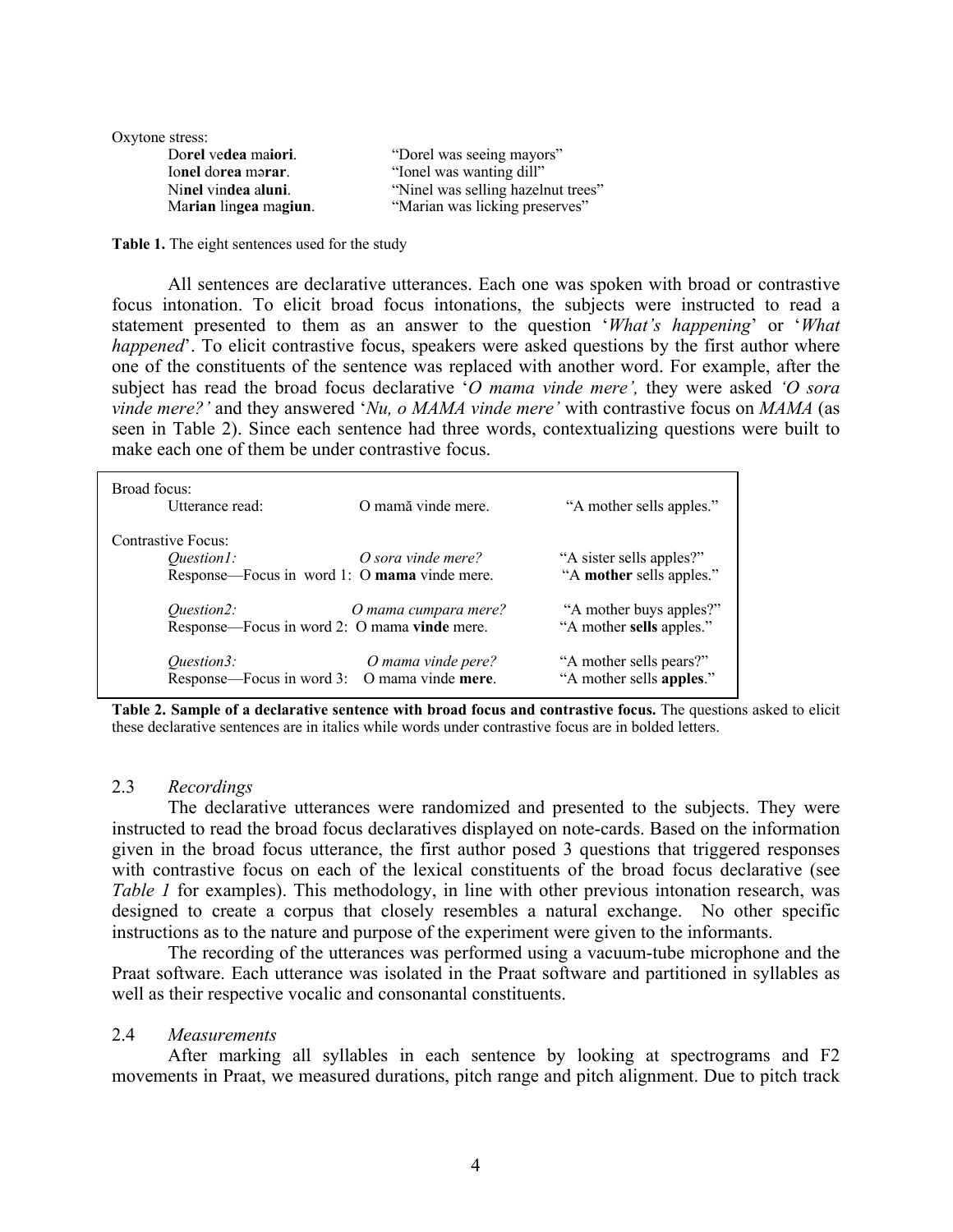Oxytone stress:

| | |
|---|---|
| Do**rel** ve**dea** ma**iori**. | "Dorel was seeing mayors" |
| Io**nel** do**rea** mə**rar**. | "Ionel was wanting dill" |
| Ni**nel** vin**dea** a**luni**. | "Ninel was selling hazelnut trees" |
| Ma**rian** lin**gea** ma**giun**. | "Marian was licking preserves" |

**Table 1.** The eight sentences used for the study

All sentences are declarative utterances. Each one was spoken with broad or contrastive focus intonation. To elicit broad focus intonations, the subjects were instructed to read a statement presented to them as an answer to the question '*What's happening*' or '*What happened*'. To elicit contrastive focus, speakers were asked questions by the first author where one of the constituents of the sentence was replaced with another word. For example, after the subject has read the broad focus declarative '*O mama vinde mere',* they were asked *'O sora vinde mere?'* and they answered '*Nu, o MAMA vinde mere'* with contrastive focus on *MAMA* (as seen in Table 2). Since each sentence had three words, contextualizing questions were built to make each one of them be under contrastive focus.

| | | |
|---|---|---|
| Broad focus: | | |
| Utterance read: | O mamă vinde mere. | "A mother sells apples." |
| Contrastive Focus: | | |
| *Question1:* | *O sora vinde mere?* | "A sister sells apples?" |
| Response—Focus in word 1: | O **mama** vinde mere. | "A **mother** sells apples." |
| *Question2:* | *O mama cumpara mere?* | "A mother buys apples?" |
| Response—Focus in word 2: | O mama **vinde** mere. | "A mother **sells** apples." |
| *Question3:* | *O mama vinde pere?* | "A mother sells pears?" |
| Response—Focus in word 3: | O mama vinde **mere**. | "A mother sells **apples**." |

**Table 2. Sample of a declarative sentence with broad focus and contrastive focus.** The questions asked to elicit these declarative sentences are in italics while words under contrastive focus are in bolded letters.

## 2.3 *Recordings*

The declarative utterances were randomized and presented to the subjects. They were instructed to read the broad focus declaratives displayed on note-cards. Based on the information given in the broad focus utterance, the first author posed 3 questions that triggered responses with contrastive focus on each of the lexical constituents of the broad focus declarative (see *Table 1* for examples). This methodology, in line with other previous intonation research, was designed to create a corpus that closely resembles a natural exchange. No other specific instructions as to the nature and purpose of the experiment were given to the informants.

The recording of the utterances was performed using a vacuum-tube microphone and the Praat software. Each utterance was isolated in the Praat software and partitioned in syllables as well as their respective vocalic and consonantal constituents.

## 2.4 *Measurements*

After marking all syllables in each sentence by looking at spectrograms and F2 movements in Praat, we measured durations, pitch range and pitch alignment. Due to pitch track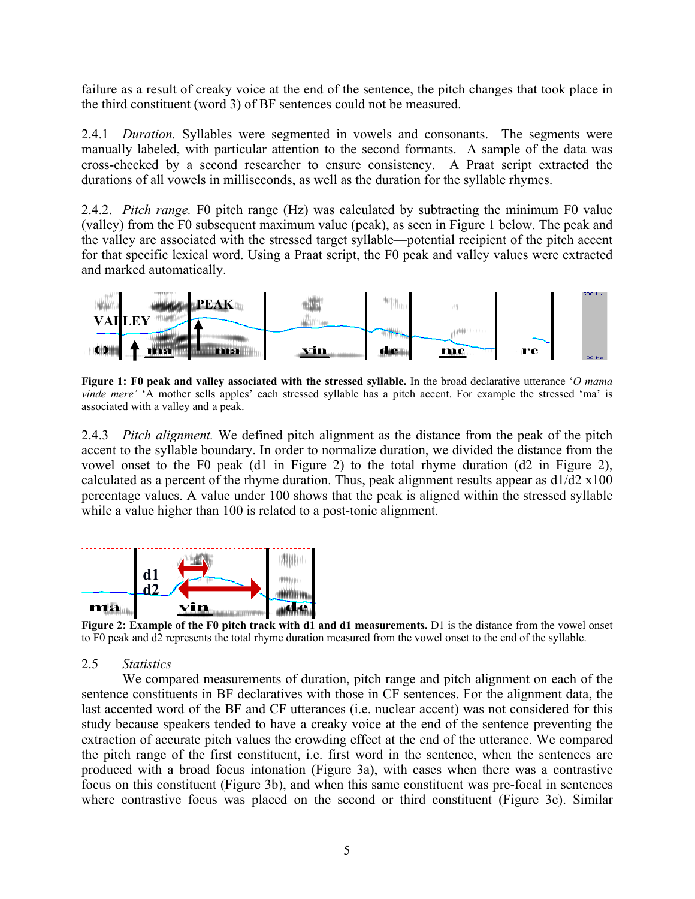failure as a result of creaky voice at the end of the sentence, the pitch changes that took place in the third constituent (word 3) of BF sentences could not be measured.

2.4.1 *Duration.* Syllables were segmented in vowels and consonants. The segments were manually labeled, with particular attention to the second formants. A sample of the data was cross-checked by a second researcher to ensure consistency. A Praat script extracted the durations of all vowels in milliseconds, as well as the duration for the syllable rhymes.

2.4.2. *Pitch range.* F0 pitch range (Hz) was calculated by subtracting the minimum F0 value (valley) from the F0 subsequent maximum value (peak), as seen in Figure 1 below. The peak and the valley are associated with the stressed target syllable—potential recipient of the pitch accent for that specific lexical word. Using a Praat script, the F0 peak and valley values were extracted and marked automatically.

**Figure 1: F0 peak and valley associated with the stressed syllable.** In the broad declarative utterance '*O mama vinde mere*' 'A mother sells apples' each stressed syllable has a pitch accent. For example the stressed 'ma' is associated with a valley and a peak.

2.4.3 *Pitch alignment.* We defined pitch alignment as the distance from the peak of the pitch accent to the syllable boundary. In order to normalize duration, we divided the distance from the vowel onset to the F0 peak (d1 in Figure 2) to the total rhyme duration (d2 in Figure 2), calculated as a percent of the rhyme duration. Thus, peak alignment results appear as d1/d2 x100 percentage values. A value under 100 shows that the peak is aligned within the stressed syllable while a value higher than 100 is related to a post-tonic alignment.

**Figure 2: Example of the F0 pitch track with d1 and d1 measurements.** D1 is the distance from the vowel onset to F0 peak and d2 represents the total rhyme duration measured from the vowel onset to the end of the syllable.

2.5 *Statistics*

We compared measurements of duration, pitch range and pitch alignment on each of the sentence constituents in BF declaratives with those in CF sentences. For the alignment data, the last accented word of the BF and CF utterances (i.e. nuclear accent) was not considered for this study because speakers tended to have a creaky voice at the end of the sentence preventing the extraction of accurate pitch values the crowding effect at the end of the utterance. We compared the pitch range of the first constituent, i.e. first word in the sentence, when the sentences are produced with a broad focus intonation (Figure 3a), with cases when there was a contrastive focus on this constituent (Figure 3b), and when this same constituent was pre-focal in sentences where contrastive focus was placed on the second or third constituent (Figure 3c). Similar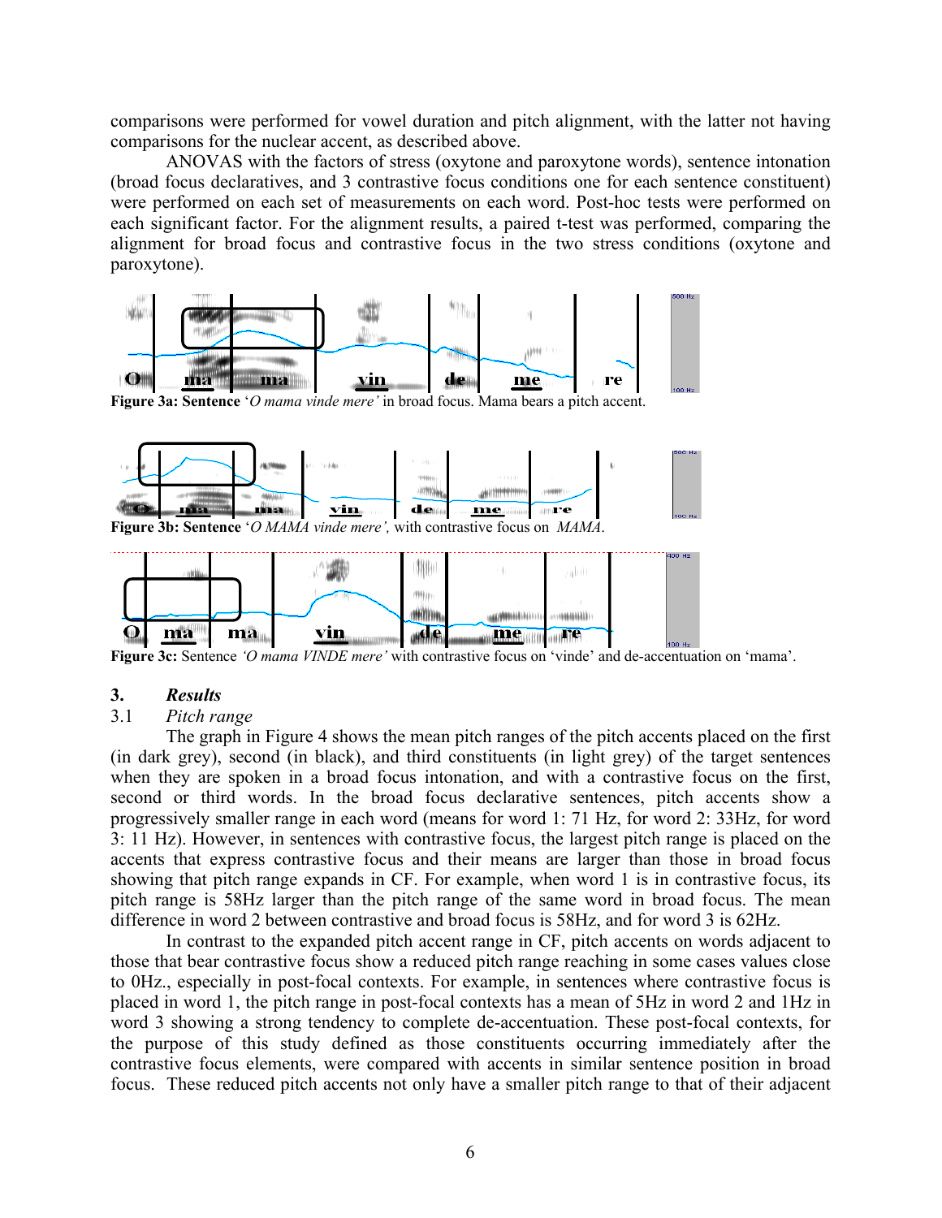comparisons were performed for vowel duration and pitch alignment, with the latter not having comparisons for the nuclear accent, as described above.

ANOVAS with the factors of stress (oxytone and paroxytone words), sentence intonation (broad focus declaratives, and 3 contrastive focus conditions one for each sentence constituent) were performed on each set of measurements on each word. Post-hoc tests were performed on each significant factor. For the alignment results, a paired t-test was performed, comparing the alignment for broad focus and contrastive focus in the two stress conditions (oxytone and paroxytone).

**Figure 3a: Sentence** '*O mama vinde mere*' in broad focus. Mama bears a pitch accent.

**Figure 3b: Sentence** '*O MAMA vinde mere'*, with contrastive focus on *MAMA*.

**Figure 3c:** Sentence *'O mama VINDE mere'* with contrastive focus on 'vinde' and de-accentuation on 'mama'.

## 3. *Results*

### 3.1 *Pitch range*

The graph in Figure 4 shows the mean pitch ranges of the pitch accents placed on the first (in dark grey), second (in black), and third constituents (in light grey) of the target sentences when they are spoken in a broad focus intonation, and with a contrastive focus on the first, second or third words. In the broad focus declarative sentences, pitch accents show a progressively smaller range in each word (means for word 1: 71 Hz, for word 2: 33Hz, for word 3: 11 Hz). However, in sentences with contrastive focus, the largest pitch range is placed on the accents that express contrastive focus and their means are larger than those in broad focus showing that pitch range expands in CF. For example, when word 1 is in contrastive focus, its pitch range is 58Hz larger than the pitch range of the same word in broad focus. The mean difference in word 2 between contrastive and broad focus is 58Hz, and for word 3 is 62Hz.

In contrast to the expanded pitch accent range in CF, pitch accents on words adjacent to those that bear contrastive focus show a reduced pitch range reaching in some cases values close to 0Hz., especially in post-focal contexts. For example, in sentences where contrastive focus is placed in word 1, the pitch range in post-focal contexts has a mean of 5Hz in word 2 and 1Hz in word 3 showing a strong tendency to complete de-accentuation. These post-focal contexts, for the purpose of this study defined as those constituents occurring immediately after the contrastive focus elements, were compared with accents in similar sentence position in broad focus. These reduced pitch accents not only have a smaller pitch range to that of their adjacent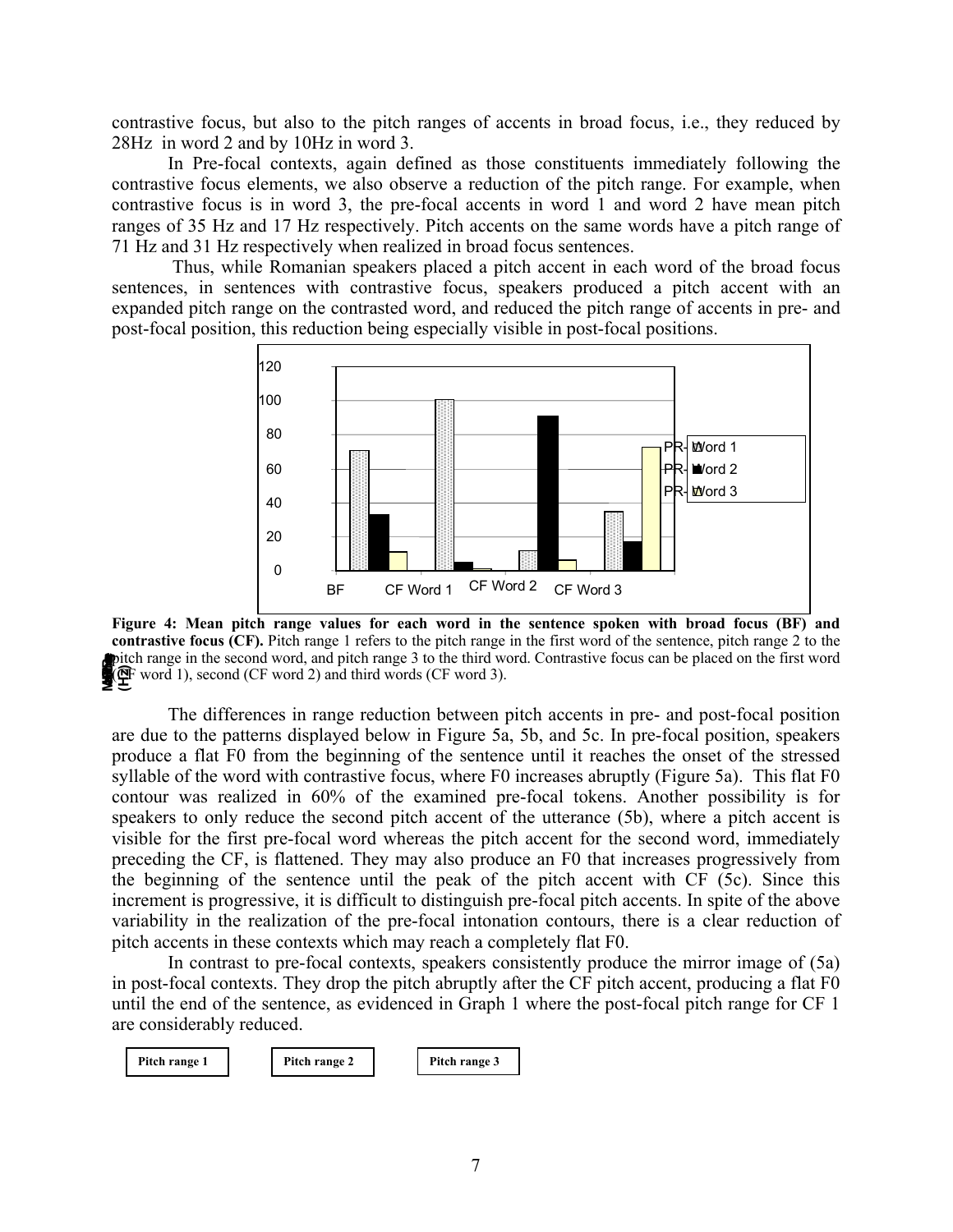contrastive focus, but also to the pitch ranges of accents in broad focus, i.e., they reduced by 28Hz in word 2 and by 10Hz in word 3.

In Pre-focal contexts, again defined as those constituents immediately following the contrastive focus elements, we also observe a reduction of the pitch range. For example, when contrastive focus is in word 3, the pre-focal accents in word 1 and word 2 have mean pitch ranges of 35 Hz and 17 Hz respectively. Pitch accents on the same words have a pitch range of 71 Hz and 31 Hz respectively when realized in broad focus sentences.

Thus, while Romanian speakers placed a pitch accent in each word of the broad focus sentences, in sentences with contrastive focus, speakers produced a pitch accent with an expanded pitch range on the contrasted word, and reduced the pitch range of accents in pre- and post-focal position, this reduction being especially visible in post-focal positions.

**Figure 4: Mean pitch range values for each word in the sentence spoken with broad focus (BF) and contrastive focus (CF).** Pitch range 1 refers to the pitch range in the first word of the sentence, pitch range 2 to the pitch range in the second word, and pitch range 3 to the third word. Contrastive focus can be placed on the first word (CF word 1), second (CF word 2) and third words (CF word 3).

The differences in range reduction between pitch accents in pre- and post-focal position are due to the patterns displayed below in Figure 5a, 5b, and 5c. In pre-focal position, speakers produce a flat F0 from the beginning of the sentence until it reaches the onset of the stressed syllable of the word with contrastive focus, where F0 increases abruptly (Figure 5a). This flat F0 contour was realized in 60% of the examined pre-focal tokens. Another possibility is for speakers to only reduce the second pitch accent of the utterance (5b), where a pitch accent is visible for the first pre-focal word whereas the pitch accent for the second word, immediately preceding the CF, is flattened. They may also produce an F0 that increases progressively from the beginning of the sentence until the peak of the pitch accent with CF (5c). Since this increment is progressive, it is difficult to distinguish pre-focal pitch accents. In spite of the above variability in the realization of the pre-focal intonation contours, there is a clear reduction of pitch accents in these contexts which may reach a completely flat F0.

In contrast to pre-focal contexts, speakers consistently produce the mirror image of (5a) in post-focal contexts. They drop the pitch abruptly after the CF pitch accent, producing a flat F0 until the end of the sentence, as evidenced in Graph 1 where the post-focal pitch range for CF 1 are considerably reduced.

| Pitch range 1 | Pitch range 2 | Pitch range 3 |
|---|---|---|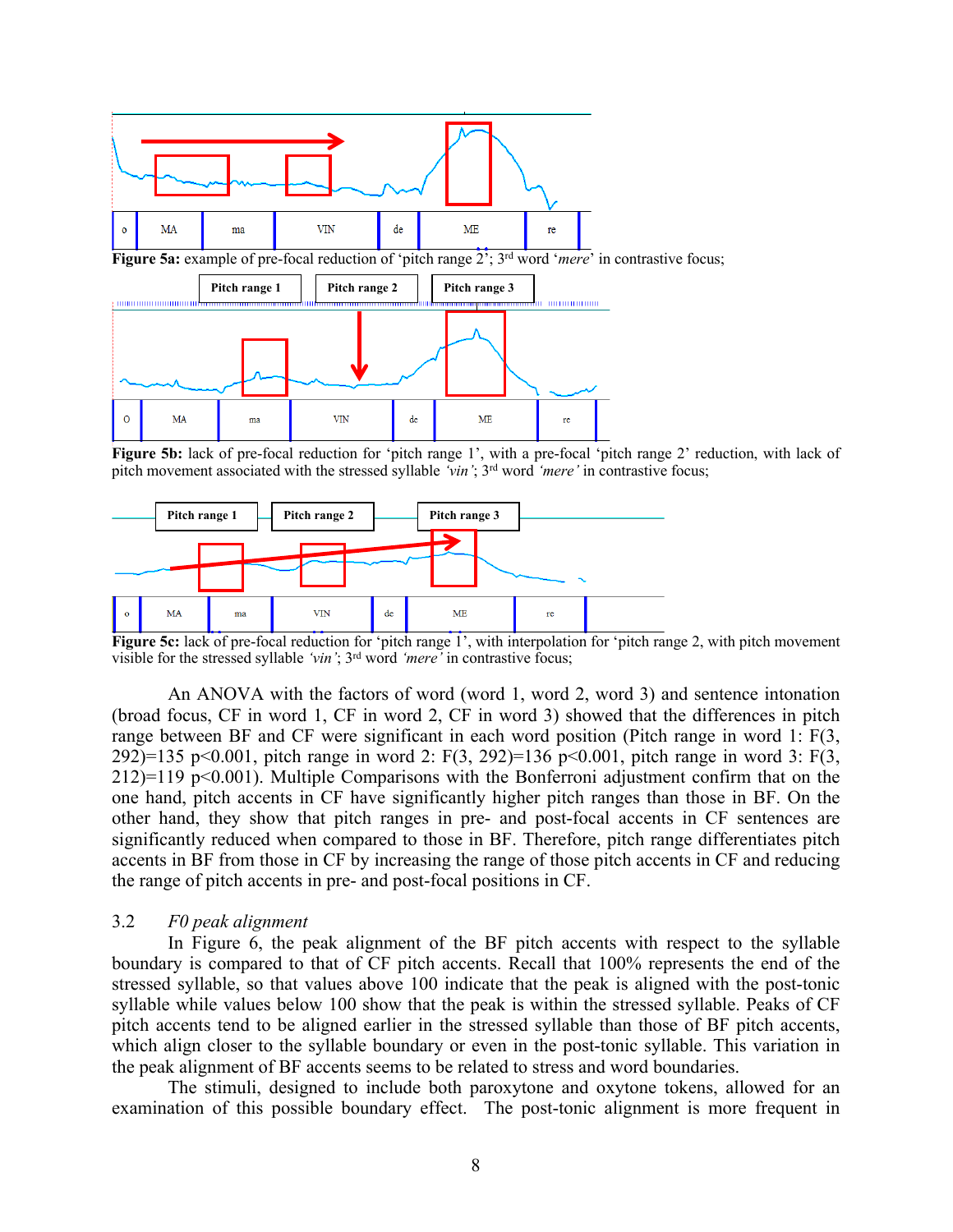**Figure 5a:** example of pre-focal reduction of 'pitch range 2'; 3[rd] word '*mere*' in contrastive focus;

**Figure 5b:** lack of pre-focal reduction for 'pitch range 1', with a pre-focal 'pitch range 2' reduction, with lack of pitch movement associated with the stressed syllable *'vin'*; 3[rd] word *'mere'* in contrastive focus;

**Figure 5c:** lack of pre-focal reduction for 'pitch range 1', with interpolation for 'pitch range 2, with pitch movement visible for the stressed syllable *'vin'*; 3[rd] word *'mere'* in contrastive focus;

An ANOVA with the factors of word (word 1, word 2, word 3) and sentence intonation (broad focus, CF in word 1, CF in word 2, CF in word 3) showed that the differences in pitch range between BF and CF were significant in each word position (Pitch range in word 1: $F(3, 292)=135$ $p<0.001$, pitch range in word 2: $F(3, 292)=136$ $p<0.001$, pitch range in word 3: $F(3, 212)=119$ $p<0.001$). Multiple Comparisons with the Bonferroni adjustment confirm that on the one hand, pitch accents in CF have significantly higher pitch ranges than those in BF. On the other hand, they show that pitch ranges in pre- and post-focal accents in CF sentences are significantly reduced when compared to those in BF. Therefore, pitch range differentiates pitch accents in BF from those in CF by increasing the range of those pitch accents in CF and reducing the range of pitch accents in pre- and post-focal positions in CF.

### 3.2 *F0 peak alignment*

In Figure 6, the peak alignment of the BF pitch accents with respect to the syllable boundary is compared to that of CF pitch accents. Recall that 100% represents the end of the stressed syllable, so that values above 100 indicate that the peak is aligned with the post-tonic syllable while values below 100 show that the peak is within the stressed syllable. Peaks of CF pitch accents tend to be aligned earlier in the stressed syllable than those of BF pitch accents, which align closer to the syllable boundary or even in the post-tonic syllable. This variation in the peak alignment of BF accents seems to be related to stress and word boundaries.

The stimuli, designed to include both paroxytone and oxytone tokens, allowed for an examination of this possible boundary effect. The post-tonic alignment is more frequent in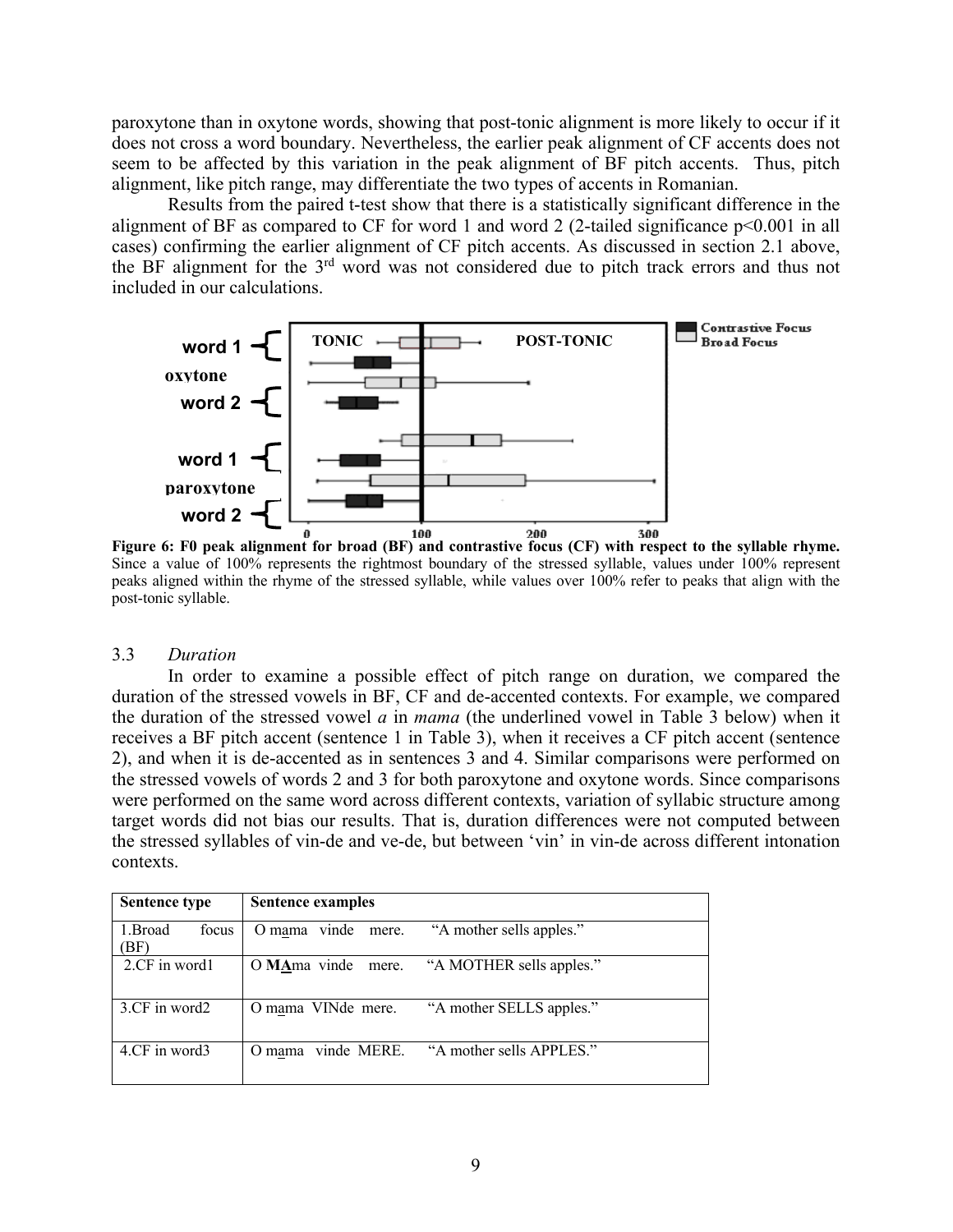paroxytone than in oxytone words, showing that post-tonic alignment is more likely to occur if it does not cross a word boundary. Nevertheless, the earlier peak alignment of CF accents does not seem to be affected by this variation in the peak alignment of BF pitch accents. Thus, pitch alignment, like pitch range, may differentiate the two types of accents in Romanian.

Results from the paired t-test show that there is a statistically significant difference in the alignment of BF as compared to CF for word 1 and word 2 (2-tailed significance $p<0.001$ in all cases) confirming the earlier alignment of CF pitch accents. As discussed in section 2.1 above, the BF alignment for the 3[rd] word was not considered due to pitch track errors and thus not included in our calculations.

**Figure 6: F0 peak alignment for broad (BF) and contrastive focus (CF) with respect to the syllable rhyme.** Since a value of 100% represents the rightmost boundary of the stressed syllable, values under 100% represent peaks aligned within the rhyme of the stressed syllable, while values over 100% refer to peaks that align with the post-tonic syllable.

### 3.3 *Duration*

In order to examine a possible effect of pitch range on duration, we compared the duration of the stressed vowels in BF, CF and de-accented contexts. For example, we compared the duration of the stressed vowel *a* in *mama* (the underlined vowel in Table 3 below) when it receives a BF pitch accent (sentence 1 in Table 3), when it receives a CF pitch accent (sentence 2), and when it is de-accented as in sentences 3 and 4. Similar comparisons were performed on the stressed vowels of words 2 and 3 for both paroxytone and oxytone words. Since comparisons were performed on the same word across different contexts, variation of syllabic structure among target words did not bias our results. That is, duration differences were not computed between the stressed syllables of vin-de and ve-de, but between 'vin' in vin-de across different intonation contexts.

| Sentence type | Sentence examples |
|---|---|
| 1.Broad focus (BF) | O mama vinde mere. "A mother sells apples." |
| 2.CF in word1 | O **MA**ma vinde mere. "A MOTHER sells apples." |
| 3.CF in word2 | O mama VINde mere. "A mother SELLS apples." |
| 4.CF in word3 | O mama vinde MERE. "A mother sells APPLES." |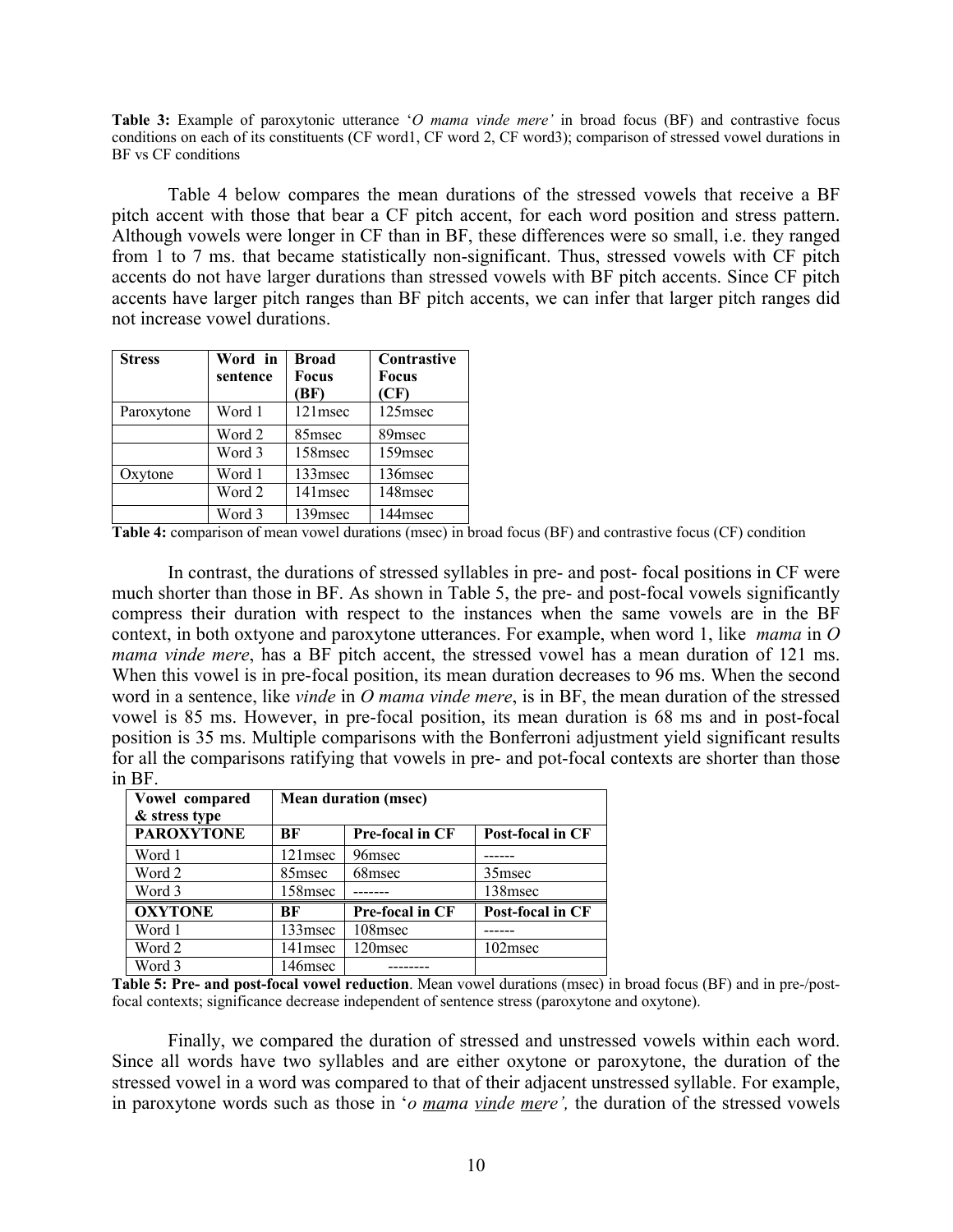**Table 3:** Example of paroxytonic utterance '*O mama vinde mere'* in broad focus (BF) and contrastive focus conditions on each of its constituents (CF word1, CF word 2, CF word3); comparison of stressed vowel durations in BF vs CF conditions

Table 4 below compares the mean durations of the stressed vowels that receive a BF pitch accent with those that bear a CF pitch accent, for each word position and stress pattern. Although vowels were longer in CF than in BF, these differences were so small, i.e. they ranged from 1 to 7 ms. that became statistically non-significant. Thus, stressed vowels with CF pitch accents do not have larger durations than stressed vowels with BF pitch accents. Since CF pitch accents have larger pitch ranges than BF pitch accents, we can infer that larger pitch ranges did not increase vowel durations.

| Stress | Word in sentence | Broad Focus (BF) | Contrastive Focus (CF) |
|---|---|---|---|
| Paroxytone | Word 1 | 121msec | 125msec |
| | Word 2 | 85msec | 89msec |
| | Word 3 | 158msec | 159msec |
| Oxytone | Word 1 | 133msec | 136msec |
| | Word 2 | 141msec | 148msec |
| | Word 3 | 139msec | 144msec |

**Table 4:** comparison of mean vowel durations (msec) in broad focus (BF) and contrastive focus (CF) condition

In contrast, the durations of stressed syllables in pre- and post- focal positions in CF were much shorter than those in BF. As shown in Table 5, the pre- and post-focal vowels significantly compress their duration with respect to the instances when the same vowels are in the BF context, in both oxtyone and paroxytone utterances. For example, when word 1, like *mama* in *O mama vinde mere*, has a BF pitch accent, the stressed vowel has a mean duration of 121 ms. When this vowel is in pre-focal position, its mean duration decreases to 96 ms. When the second word in a sentence, like *vinde* in *O mama vinde mere*, is in BF, the mean duration of the stressed vowel is 85 ms. However, in pre-focal position, its mean duration is 68 ms and in post-focal position is 35 ms. Multiple comparisons with the Bonferroni adjustment yield significant results for all the comparisons ratifying that vowels in pre- and pot-focal contexts are shorter than those in BF.

| Vowel compared & stress type | Mean duration (msec) | | |
|---|---|---|---|
| **PAROXYTONE** | **BF** | **Pre-focal in CF** | **Post-focal in CF** |
| Word 1 | 121msec | 96msec | ------ |
| Word 2 | 85msec | 68msec | 35msec |
| Word 3 | 158msec | ------- | 138msec |
| **OXYTONE** | **BF** | **Pre-focal in CF** | **Post-focal in CF** |
| Word 1 | 133msec | 108msec | ------ |
| Word 2 | 141msec | 120msec | 102msec |
| Word 3 | 146msec | -------- | |

**Table 5: Pre- and post-focal vowel reduction**. Mean vowel durations (msec) in broad focus (BF) and in pre-/post-focal contexts; significance decrease independent of sentence stress (paroxytone and oxytone).

Finally, we compared the duration of stressed and unstressed vowels within each word. Since all words have two syllables and are either oxytone or paroxytone, the duration of the stressed vowel in a word was compared to that of their adjacent unstressed syllable. For example, in paroxytone words such as those in '*o <u>ma</u>ma <u>vin</u>de <u>me</u>re',* the duration of the stressed vowels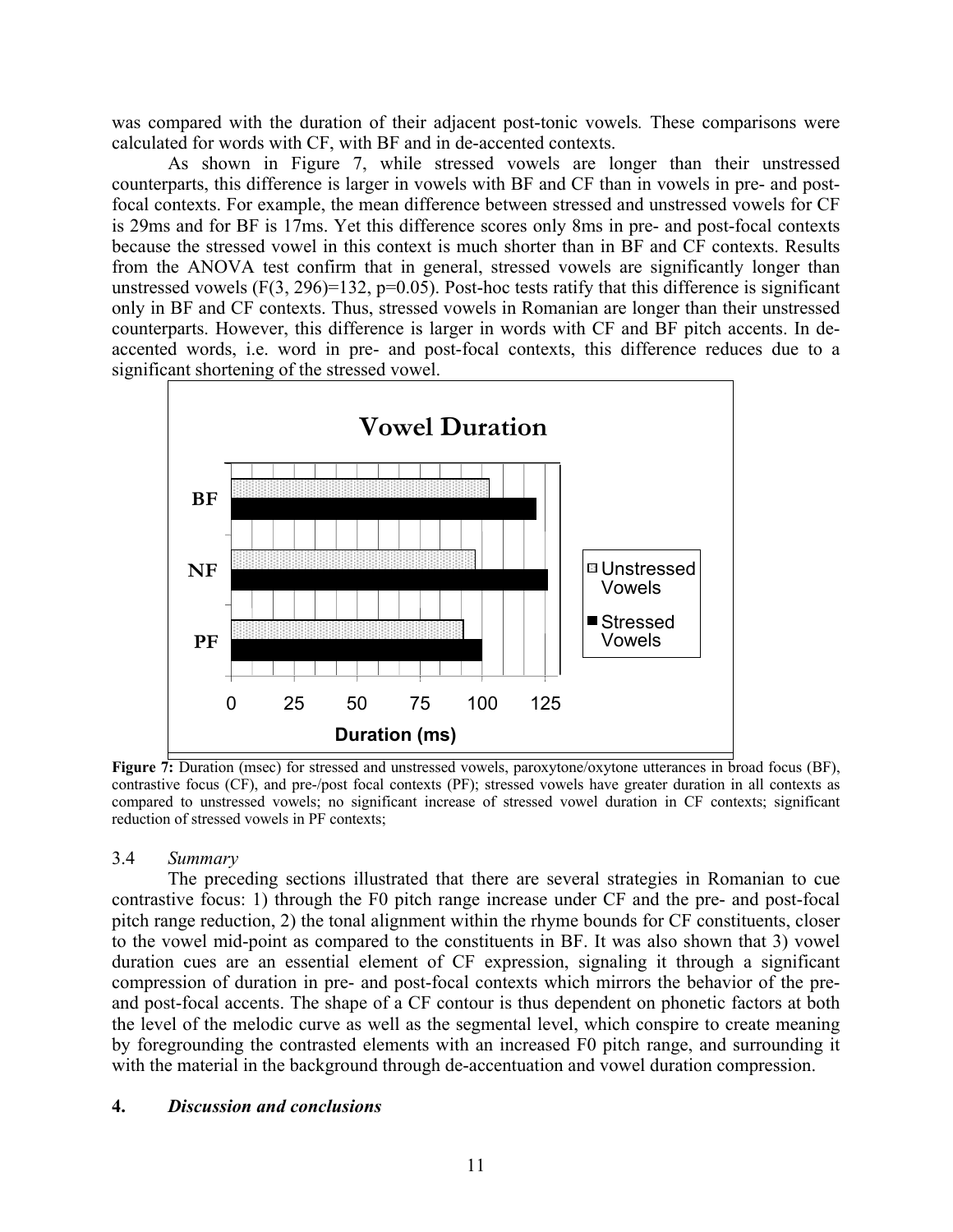was compared with the duration of their adjacent post-tonic vowels. These comparisons were calculated for words with CF, with BF and in de-accented contexts.

As shown in Figure 7, while stressed vowels are longer than their unstressed counterparts, this difference is larger in vowels with BF and CF than in vowels in pre- and post-focal contexts. For example, the mean difference between stressed and unstressed vowels for CF is 29ms and for BF is 17ms. Yet this difference scores only 8ms in pre- and post-focal contexts because the stressed vowel in this context is much shorter than in BF and CF contexts. Results from the ANOVA test confirm that in general, stressed vowels are significantly longer than unstressed vowels ($F(3, 296)=132$, $p=0.05$). Post-hoc tests ratify that this difference is significant only in BF and CF contexts. Thus, stressed vowels in Romanian are longer than their unstressed counterparts. However, this difference is larger in words with CF and BF pitch accents. In de-accented words, i.e. word in pre- and post-focal contexts, this difference reduces due to a significant shortening of the stressed vowel.

**Figure 7:** Duration (msec) for stressed and unstressed vowels, paroxytone/oxytone utterances in broad focus (BF), contrastive focus (CF), and pre-/post focal contexts (PF); stressed vowels have greater duration in all contexts as compared to unstressed vowels; no significant increase of stressed vowel duration in CF contexts; significant reduction of stressed vowels in PF contexts;

### 3.4 *Summary*

The preceding sections illustrated that there are several strategies in Romanian to cue contrastive focus: 1) through the F0 pitch range increase under CF and the pre- and post-focal pitch range reduction, 2) the tonal alignment within the rhyme bounds for CF constituents, closer to the vowel mid-point as compared to the constituents in BF. It was also shown that 3) vowel duration cues are an essential element of CF expression, signaling it through a significant compression of duration in pre- and post-focal contexts which mirrors the behavior of the pre- and post-focal accents. The shape of a CF contour is thus dependent on phonetic factors at both the level of the melodic curve as well as the segmental level, which conspire to create meaning by foregrounding the contrasted elements with an increased F0 pitch range, and surrounding it with the material in the background through de-accentuation and vowel duration compression.

## 4. *Discussion and conclusions*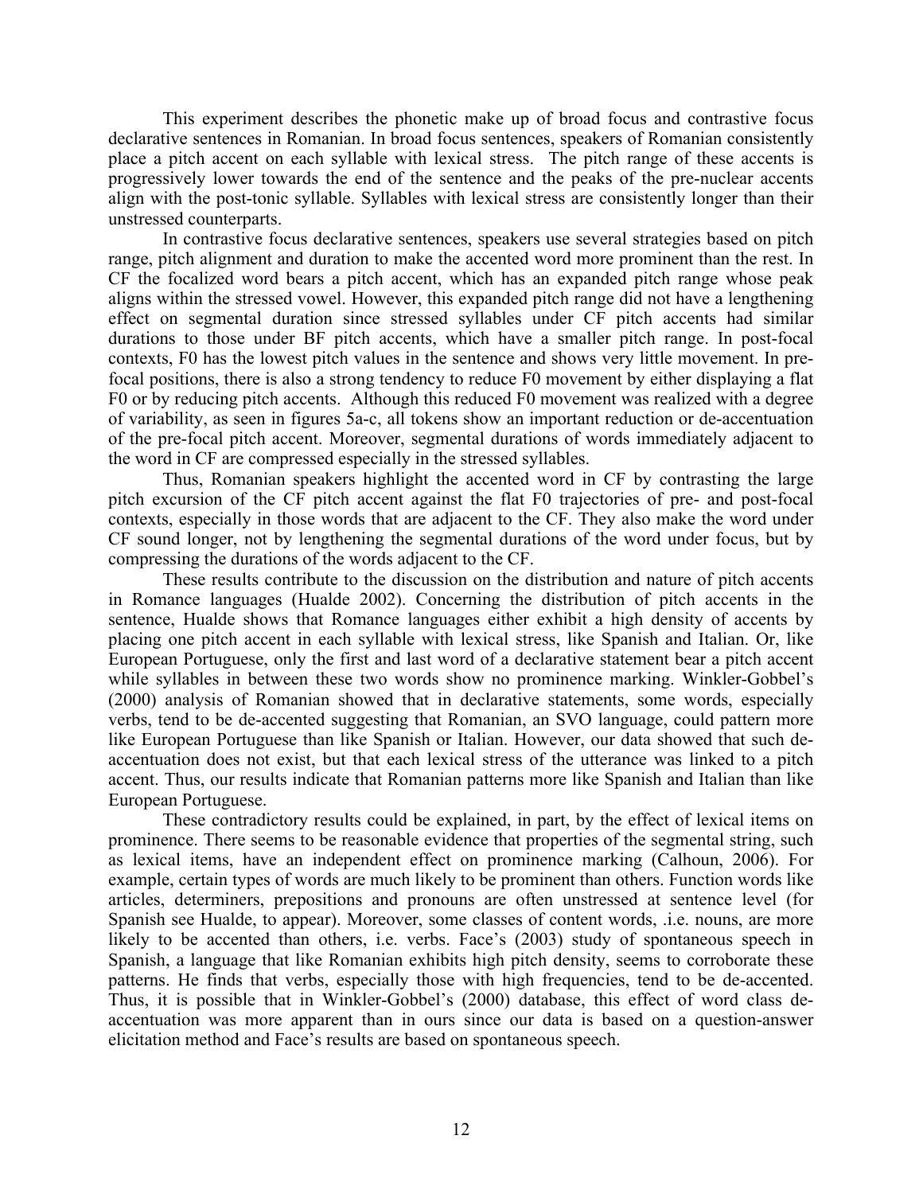This experiment describes the phonetic make up of broad focus and contrastive focus declarative sentences in Romanian. In broad focus sentences, speakers of Romanian consistently place a pitch accent on each syllable with lexical stress. The pitch range of these accents is progressively lower towards the end of the sentence and the peaks of the pre-nuclear accents align with the post-tonic syllable. Syllables with lexical stress are consistently longer than their unstressed counterparts.

In contrastive focus declarative sentences, speakers use several strategies based on pitch range, pitch alignment and duration to make the accented word more prominent than the rest. In CF the focalized word bears a pitch accent, which has an expanded pitch range whose peak aligns within the stressed vowel. However, this expanded pitch range did not have a lengthening effect on segmental duration since stressed syllables under CF pitch accents had similar durations to those under BF pitch accents, which have a smaller pitch range. In post-focal contexts, F0 has the lowest pitch values in the sentence and shows very little movement. In pre-focal positions, there is also a strong tendency to reduce F0 movement by either displaying a flat F0 or by reducing pitch accents. Although this reduced F0 movement was realized with a degree of variability, as seen in figures 5a-c, all tokens show an important reduction or de-accentuation of the pre-focal pitch accent. Moreover, segmental durations of words immediately adjacent to the word in CF are compressed especially in the stressed syllables.

Thus, Romanian speakers highlight the accented word in CF by contrasting the large pitch excursion of the CF pitch accent against the flat F0 trajectories of pre- and post-focal contexts, especially in those words that are adjacent to the CF. They also make the word under CF sound longer, not by lengthening the segmental durations of the word under focus, but by compressing the durations of the words adjacent to the CF.

These results contribute to the discussion on the distribution and nature of pitch accents in Romance languages (Hualde 2002). Concerning the distribution of pitch accents in the sentence, Hualde shows that Romance languages either exhibit a high density of accents by placing one pitch accent in each syllable with lexical stress, like Spanish and Italian. Or, like European Portuguese, only the first and last word of a declarative statement bear a pitch accent while syllables in between these two words show no prominence marking. Winkler-Gobbel's (2000) analysis of Romanian showed that in declarative statements, some words, especially verbs, tend to be de-accented suggesting that Romanian, an SVO language, could pattern more like European Portuguese than like Spanish or Italian. However, our data showed that such de-accentuation does not exist, but that each lexical stress of the utterance was linked to a pitch accent. Thus, our results indicate that Romanian patterns more like Spanish and Italian than like European Portuguese.

These contradictory results could be explained, in part, by the effect of lexical items on prominence. There seems to be reasonable evidence that properties of the segmental string, such as lexical items, have an independent effect on prominence marking (Calhoun, 2006). For example, certain types of words are much likely to be prominent than others. Function words like articles, determiners, prepositions and pronouns are often unstressed at sentence level (for Spanish see Hualde, to appear). Moreover, some classes of content words, .i.e. nouns, are more likely to be accented than others, i.e. verbs. Face's (2003) study of spontaneous speech in Spanish, a language that like Romanian exhibits high pitch density, seems to corroborate these patterns. He finds that verbs, especially those with high frequencies, tend to be de-accented. Thus, it is possible that in Winkler-Gobbel's (2000) database, this effect of word class de-accentuation was more apparent than in ours since our data is based on a question-answer elicitation method and Face's results are based on spontaneous speech.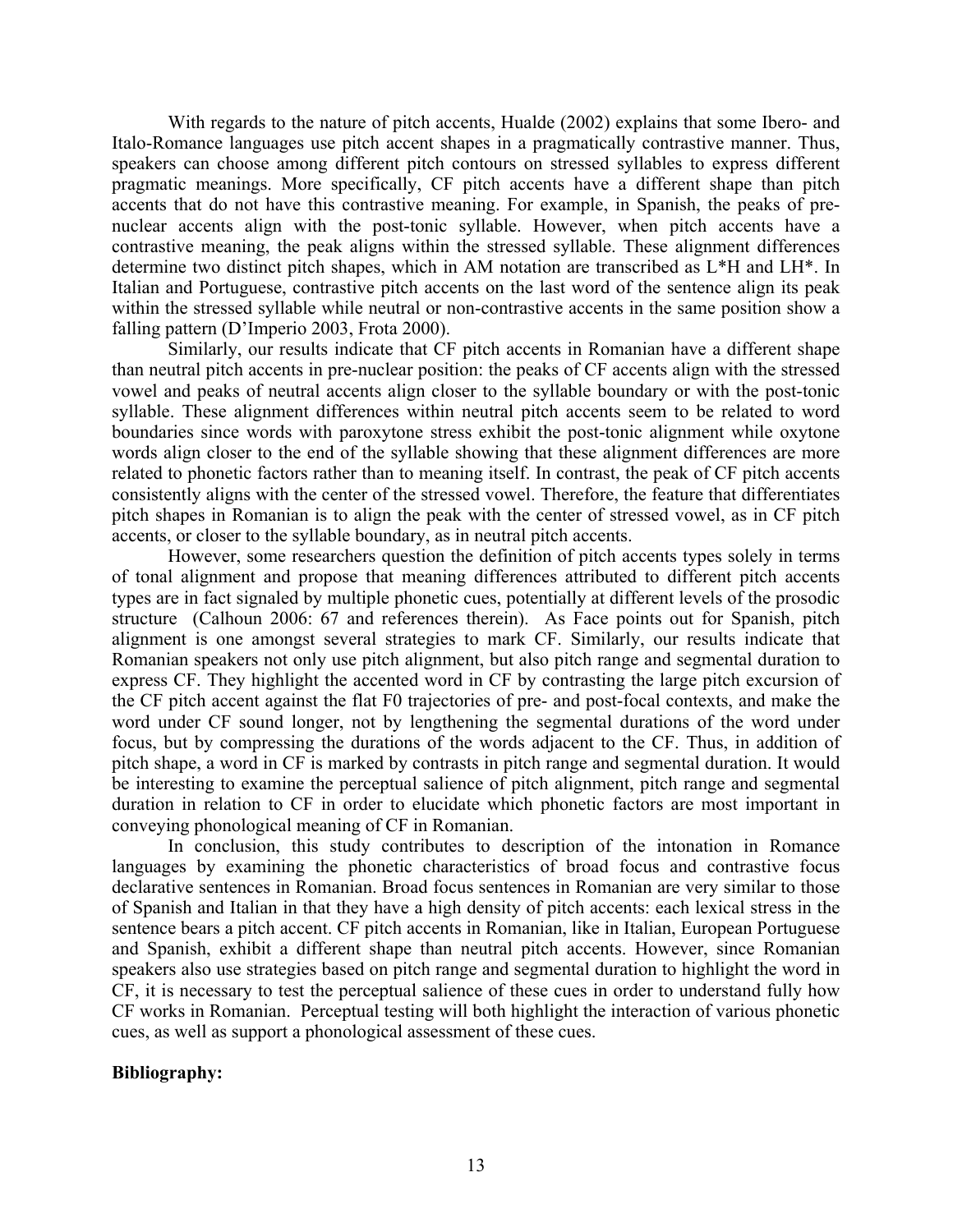With regards to the nature of pitch accents, Hualde (2002) explains that some Ibero- and Italo-Romance languages use pitch accent shapes in a pragmatically contrastive manner. Thus, speakers can choose among different pitch contours on stressed syllables to express different pragmatic meanings. More specifically, CF pitch accents have a different shape than pitch accents that do not have this contrastive meaning. For example, in Spanish, the peaks of pre-nuclear accents align with the post-tonic syllable. However, when pitch accents have a contrastive meaning, the peak aligns within the stressed syllable. These alignment differences determine two distinct pitch shapes, which in AM notation are transcribed as L*H and LH*. In Italian and Portuguese, contrastive pitch accents on the last word of the sentence align its peak within the stressed syllable while neutral or non-contrastive accents in the same position show a falling pattern (D'Imperio 2003, Frota 2000).

Similarly, our results indicate that CF pitch accents in Romanian have a different shape than neutral pitch accents in pre-nuclear position: the peaks of CF accents align with the stressed vowel and peaks of neutral accents align closer to the syllable boundary or with the post-tonic syllable. These alignment differences within neutral pitch accents seem to be related to word boundaries since words with paroxytone stress exhibit the post-tonic alignment while oxytone words align closer to the end of the syllable showing that these alignment differences are more related to phonetic factors rather than to meaning itself. In contrast, the peak of CF pitch accents consistently aligns with the center of the stressed vowel. Therefore, the feature that differentiates pitch shapes in Romanian is to align the peak with the center of stressed vowel, as in CF pitch accents, or closer to the syllable boundary, as in neutral pitch accents.

However, some researchers question the definition of pitch accents types solely in terms of tonal alignment and propose that meaning differences attributed to different pitch accents types are in fact signaled by multiple phonetic cues, potentially at different levels of the prosodic structure (Calhoun 2006: 67 and references therein). As Face points out for Spanish, pitch alignment is one amongst several strategies to mark CF. Similarly, our results indicate that Romanian speakers not only use pitch alignment, but also pitch range and segmental duration to express CF. They highlight the accented word in CF by contrasting the large pitch excursion of the CF pitch accent against the flat F0 trajectories of pre- and post-focal contexts, and make the word under CF sound longer, not by lengthening the segmental durations of the word under focus, but by compressing the durations of the words adjacent to the CF. Thus, in addition of pitch shape, a word in CF is marked by contrasts in pitch range and segmental duration. It would be interesting to examine the perceptual salience of pitch alignment, pitch range and segmental duration in relation to CF in order to elucidate which phonetic factors are most important in conveying phonological meaning of CF in Romanian.

In conclusion, this study contributes to description of the intonation in Romance languages by examining the phonetic characteristics of broad focus and contrastive focus declarative sentences in Romanian. Broad focus sentences in Romanian are very similar to those of Spanish and Italian in that they have a high density of pitch accents: each lexical stress in the sentence bears a pitch accent. CF pitch accents in Romanian, like in Italian, European Portuguese and Spanish, exhibit a different shape than neutral pitch accents. However, since Romanian speakers also use strategies based on pitch range and segmental duration to highlight the word in CF, it is necessary to test the perceptual salience of these cues in order to understand fully how CF works in Romanian. Perceptual testing will both highlight the interaction of various phonetic cues, as well as support a phonological assessment of these cues.

**Bibliography:**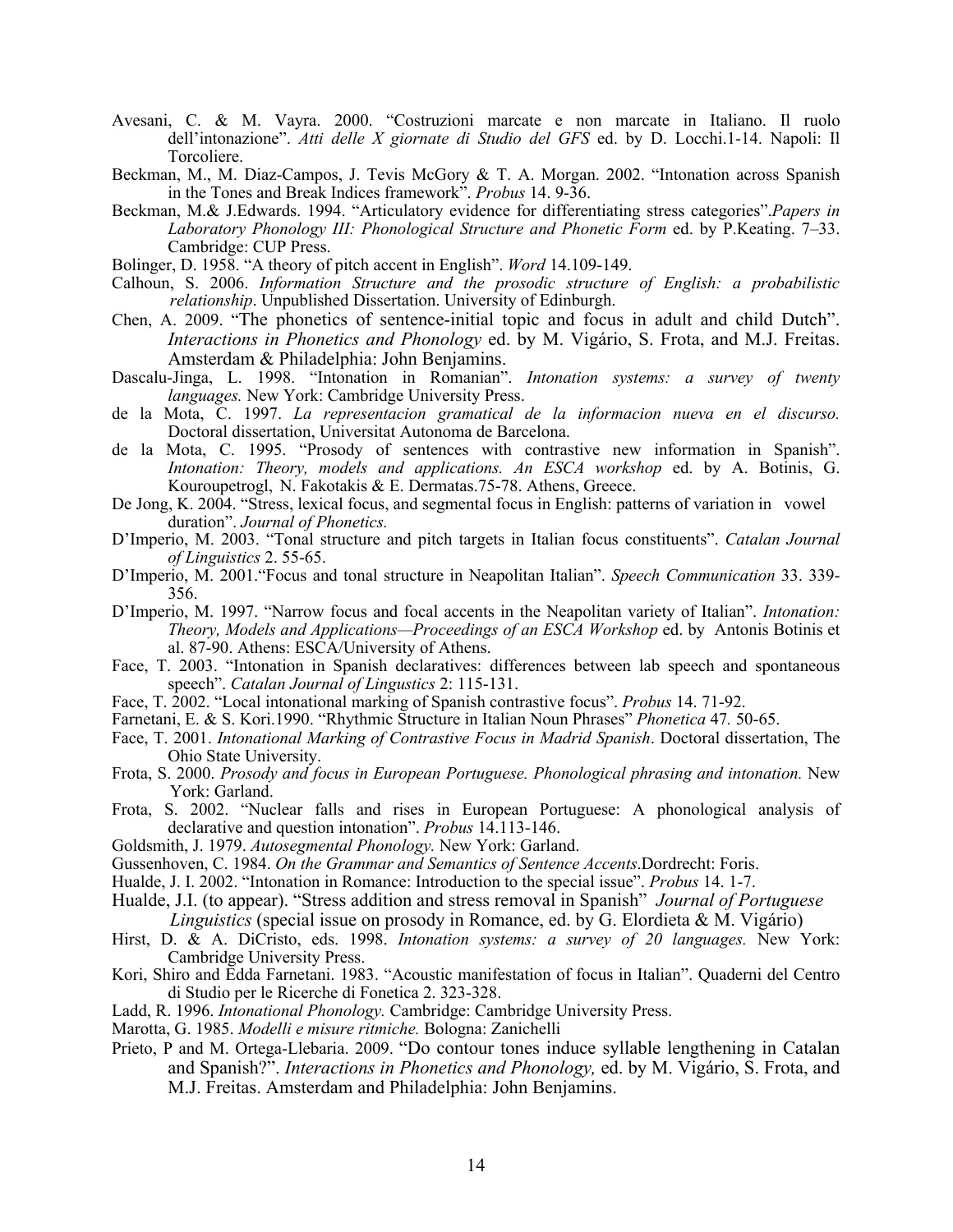Avesani, C. & M. Vayra. 2000. "Costruzioni marcate e non marcate in Italiano. Il ruolo dell'intonazione". *Atti delle X giornate di Studio del GFS* ed. by D. Locchi.1-14. Napoli: Il Torcoliere.

Beckman, M., M. Diaz-Campos, J. Tevis McGory & T. A. Morgan. 2002. "Intonation across Spanish in the Tones and Break Indices framework". *Probus* 14. 9-36.

Beckman, M.& J.Edwards. 1994. "Articulatory evidence for differentiating stress categories".*Papers in Laboratory Phonology III: Phonological Structure and Phonetic Form* ed. by P.Keating. 7–33. Cambridge: CUP Press.

Bolinger, D. 1958. "A theory of pitch accent in English". *Word* 14.109-149.

Calhoun, S. 2006. *Information Structure and the prosodic structure of English: a probabilistic relationship*. Unpublished Dissertation. University of Edinburgh.

Chen, A. 2009. "The phonetics of sentence-initial topic and focus in adult and child Dutch". *Interactions in Phonetics and Phonology* ed. by M. Vigário, S. Frota, and M.J. Freitas. Amsterdam & Philadelphia: John Benjamins.

Dascalu-Jinga, L. 1998. "Intonation in Romanian". *Intonation systems: a survey of twenty languages.* New York: Cambridge University Press.

de la Mota, C. 1997. *La representacion gramatical de la informacion nueva en el discurso.* Doctoral dissertation, Universitat Autonoma de Barcelona.

de la Mota, C. 1995. "Prosody of sentences with contrastive new information in Spanish". *Intonation: Theory, models and applications. An ESCA workshop* ed. by A. Botinis, G. Kouroupetrogl, N. Fakotakis & E. Dermatas.75-78. Athens, Greece.

De Jong, K. 2004. "Stress, lexical focus, and segmental focus in English: patterns of variation in vowel duration". *Journal of Phonetics.*

D'Imperio, M. 2003. "Tonal structure and pitch targets in Italian focus constituents". *Catalan Journal of Linguistics* 2. 55-65.

D'Imperio, M. 2001."Focus and tonal structure in Neapolitan Italian". *Speech Communication* 33. 339-356.

D'Imperio, M. 1997. "Narrow focus and focal accents in the Neapolitan variety of Italian". *Intonation: Theory, Models and Applications—Proceedings of an ESCA Workshop* ed. by Antonis Botinis et al. 87-90. Athens: ESCA/University of Athens.

Face, T. 2003. "Intonation in Spanish declaratives: differences between lab speech and spontaneous speech". *Catalan Journal of Lingustics* 2: 115-131.

Face, T. 2002. "Local intonational marking of Spanish contrastive focus". *Probus* 14. 71-92.

Farnetani, E. & S. Kori.1990. "Rhythmic Structure in Italian Noun Phrases" *Phonetica* 47*.* 50-65.

Face, T. 2001. *Intonational Marking of Contrastive Focus in Madrid Spanish*. Doctoral dissertation, The Ohio State University.

Frota, S. 2000. *Prosody and focus in European Portuguese. Phonological phrasing and intonation.* New York: Garland.

Frota, S. 2002. "Nuclear falls and rises in European Portuguese: A phonological analysis of declarative and question intonation". *Probus* 14.113-146.

Goldsmith, J. 1979. *Autosegmental Phonology.* New York: Garland.

Gussenhoven, C. 1984. *On the Grammar and Semantics of Sentence Accents*.Dordrecht: Foris.

Hualde, J. I. 2002. "Intonation in Romance: Introduction to the special issue". *Probus* 14. 1-7.

Hualde, J.I. (to appear). "Stress addition and stress removal in Spanish" *Journal of Portuguese Linguistics* (special issue on prosody in Romance, ed. by G. Elordieta & M. Vigário)

Hirst, D. & A. DiCristo, eds. 1998. *Intonation systems: a survey of 20 languages.* New York: Cambridge University Press.

Kori, Shiro and Edda Farnetani. 1983. "Acoustic manifestation of focus in Italian". Quaderni del Centro di Studio per le Ricerche di Fonetica 2. 323-328.

Ladd, R. 1996. *Intonational Phonology.* Cambridge: Cambridge University Press.

Marotta, G. 1985. *Modelli e misure ritmiche.* Bologna: Zanichelli

Prieto, P and M. Ortega-Llebaria. 2009. "Do contour tones induce syllable lengthening in Catalan and Spanish?". *Interactions in Phonetics and Phonology,* ed. by M. Vigário, S. Frota, and M.J. Freitas. Amsterdam and Philadelphia: John Benjamins.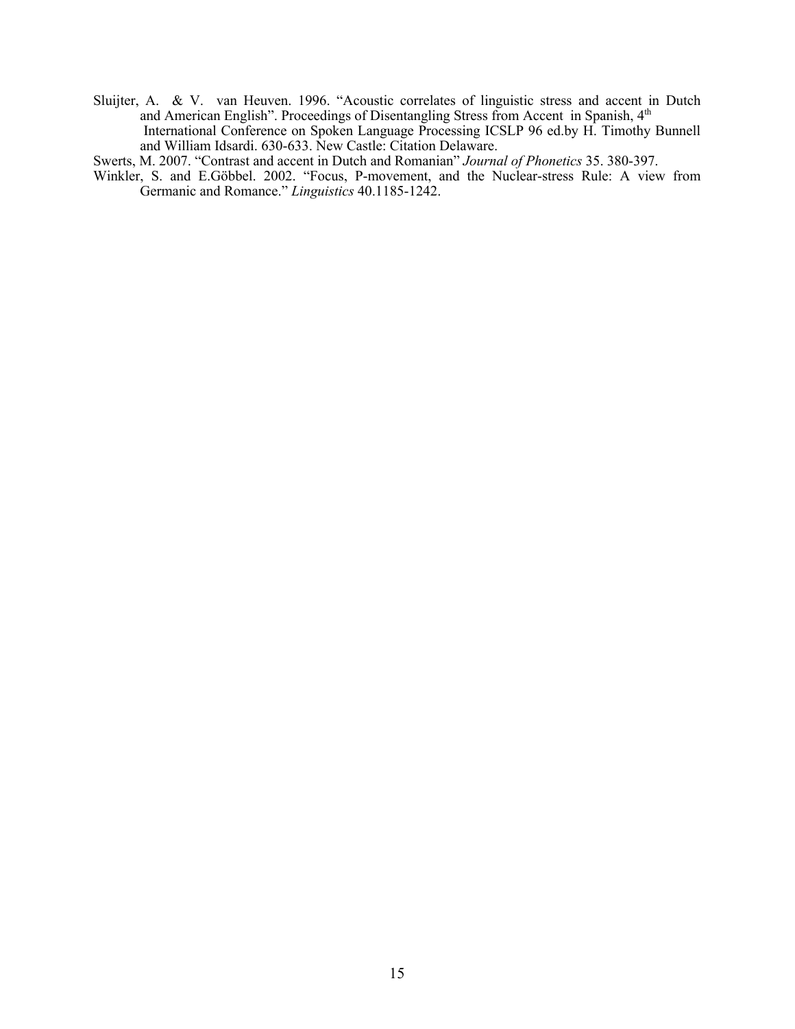Sluijter, A. & V. van Heuven. 1996. "Acoustic correlates of linguistic stress and accent in Dutch and American English". Proceedings of Disentangling Stress from Accent in Spanish, 4th International Conference on Spoken Language Processing ICSLP 96 ed.by H. Timothy Bunnell and William Idsardi. 630-633. New Castle: Citation Delaware.

Swerts, M. 2007. "Contrast and accent in Dutch and Romanian" *Journal of Phonetics* 35. 380-397.

Winkler, S. and E.Göbbel. 2002. "Focus, P-movement, and the Nuclear-stress Rule: A view from Germanic and Romance." *Linguistics* 40.1185-1242.